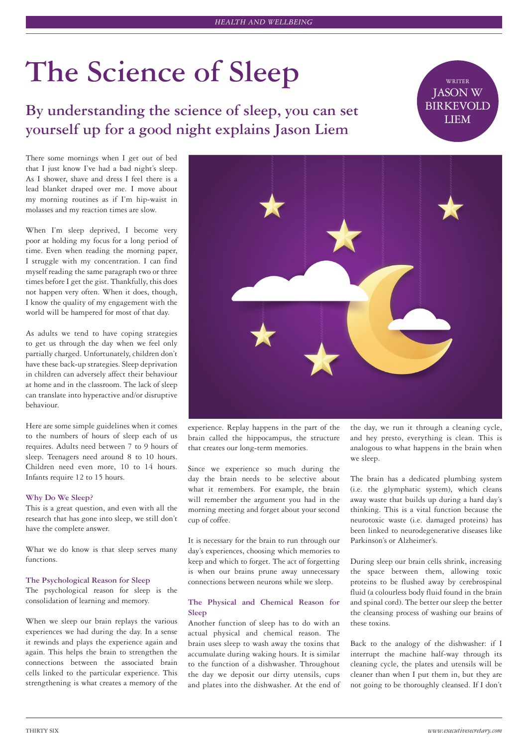# The Science of Sleep

## By understanding the science of sleep, you can set yourself up for a good night explains Jason Liem

WRITER
JASON W BIRKEVOLD LIEM

There some mornings when I get out of bed that I just know I've had a bad night's sleep. As I shower, shave and dress I feel there is a lead blanket draped over me. I move about my morning routines as if I'm hip-waist in molasses and my reaction times are slow.

When I'm sleep deprived, I become very poor at holding my focus for a long period of time. Even when reading the morning paper, I struggle with my concentration. I can find myself reading the same paragraph two or three times before I get the gist. Thankfully, this does not happen very often. When it does, though, I know the quality of my engagement with the world will be hampered for most of that day.

As adults we tend to have coping strategies to get us through the day when we feel only partially charged. Unfortunately, children don't have these back-up strategies. Sleep deprivation in children can adversely affect their behaviour at home and in the classroom. The lack of sleep can translate into hyperactive and/or disruptive behaviour.

Here are some simple guidelines when it comes to the numbers of hours of sleep each of us requires. Adults need between 7 to 9 hours of sleep. Teenagers need around 8 to 10 hours. Children need even more, 10 to 14 hours. Infants require 12 to 15 hours.

### Why Do We Sleep?

This is a great question, and even with all the research that has gone into sleep, we still don't have the complete answer.

What we do know is that sleep serves many functions.

### The Psychological Reason for Sleep

The psychological reason for sleep is the consolidation of learning and memory.

When we sleep our brain replays the various experiences we had during the day. In a sense it rewinds and plays the experience again and again. This helps the brain to strengthen the connections between the associated brain cells linked to the particular experience. This strengthening is what creates a memory of the experience. Replay happens in the part of the brain called the hippocampus, the structure that creates our long-term memories.

Since we experience so much during the day the brain needs to be selective about what it remembers. For example, the brain will remember the argument you had in the morning meeting and forget about your second cup of coffee.

It is necessary for the brain to run through our day's experiences, choosing which memories to keep and which to forget. The act of forgetting is when our brains prune away unnecessary connections between neurons while we sleep.

### The Physical and Chemical Reason for Sleep

Another function of sleep has to do with an actual physical and chemical reason. The brain uses sleep to wash away the toxins that accumulate during waking hours. It is similar to the function of a dishwasher. Throughout the day we deposit our dirty utensils, cups and plates into the dishwasher. At the end of the day, we run it through a cleaning cycle, and hey presto, everything is clean. This is analogous to what happens in the brain when we sleep.

The brain has a dedicated plumbing system (i.e. the glymphatic system), which cleans away waste that builds up during a hard day's thinking. This is a vital function because the neurotoxic waste (i.e. damaged proteins) has been linked to neurodegenerative diseases like Parkinson's or Alzheimer's.

During sleep our brain cells shrink, increasing the space between them, allowing toxic proteins to be flushed away by cerebrospinal fluid (a colourless body fluid found in the brain and spinal cord). The better our sleep the better the cleansing process of washing our brains of these toxins.

Back to the analogy of the dishwasher: if I interrupt the machine half-way through its cleaning cycle, the plates and utensils will be cleaner than when I put them in, but they are not going to be thoroughly cleansed. If I don't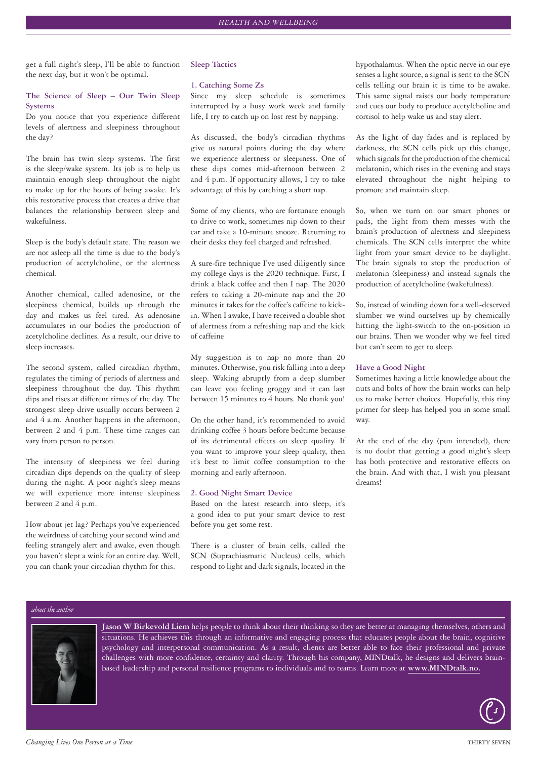get a full night's sleep, I'll be able to function the next day, but it won't be optimal.

### The Science of Sleep – Our Twin Sleep Systems

Do you notice that you experience different levels of alertness and sleepiness throughout the day?

The brain has twin sleep systems. The first is the sleep/wake system. Its job is to help us maintain enough sleep throughout the night to make up for the hours of being awake. It's this restorative process that creates a drive that balances the relationship between sleep and wakefulness.

Sleep is the body's default state. The reason we are not asleep all the time is due to the body's production of acetylcholine, or the alertness chemical.

Another chemical, called adenosine, or the sleepiness chemical, builds up through the day and makes us feel tired. As adenosine accumulates in our bodies the production of acetylcholine declines. As a result, our drive to sleep increases.

The second system, called circadian rhythm, regulates the timing of periods of alertness and sleepiness throughout the day. This rhythm dips and rises at different times of the day. The strongest sleep drive usually occurs between 2 and 4 a.m. Another happens in the afternoon, between 2 and 4 p.m. These time ranges can vary from person to person.

The intensity of sleepiness we feel during circadian dips depends on the quality of sleep during the night. A poor night's sleep means we will experience more intense sleepiness between 2 and 4 p.m.

How about jet lag? Perhaps you've experienced the weirdness of catching your second wind and feeling strangely alert and awake, even though you haven't slept a wink for an entire day. Well, you can thank your circadian rhythm for this.

### Sleep Tactics

#### 1. Catching Some Zs

Since my sleep schedule is sometimes interrupted by a busy work week and family life, I try to catch up on lost rest by napping.

As discussed, the body's circadian rhythms give us natural points during the day where we experience alertness or sleepiness. One of these dips comes mid-afternoon between 2 and 4 p.m. If opportunity allows, I try to take advantage of this by catching a short nap.

Some of my clients, who are fortunate enough to drive to work, sometimes nip down to their car and take a 10-minute snooze. Returning to their desks they feel charged and refreshed.

A sure-fire technique I've used diligently since my college days is the 2020 technique. First, I drink a black coffee and then I nap. The 2020 refers to taking a 20-minute nap and the 20 minutes it takes for the coffee's caffeine to kick-in. When I awake, I have received a double shot of alertness from a refreshing nap and the kick of caffeine

My suggestion is to nap no more than 20 minutes. Otherwise, you risk falling into a deep sleep. Waking abruptly from a deep slumber can leave you feeling groggy and it can last between 15 minutes to 4 hours. No thank you!

On the other hand, it's recommended to avoid drinking coffee 3 hours before bedtime because of its detrimental effects on sleep quality. If you want to improve your sleep quality, then it's best to limit coffee consumption to the morning and early afternoon.

#### 2. Good Night Smart Device

Based on the latest research into sleep, it's a good idea to put your smart device to rest before you get some rest.

There is a cluster of brain cells, called the SCN (Suprachiasmatic Nucleus) cells, which respond to light and dark signals, located in the hypothalamus. When the optic nerve in our eye senses a light source, a signal is sent to the SCN cells telling our brain it is time to be awake. This same signal raises our body temperature and cues our body to produce acetylcholine and cortisol to help wake us and stay alert.

As the light of day fades and is replaced by darkness, the SCN cells pick up this change, which signals for the production of the chemical melatonin, which rises in the evening and stays elevated throughout the night helping to promote and maintain sleep.

So, when we turn on our smart phones or pads, the light from them messes with the brain's production of alertness and sleepiness chemicals. The SCN cells interpret the white light from your smart device to be daylight. The brain signals to stop the production of melatonin (sleepiness) and instead signals the production of acetylcholine (wakefulness).

So, instead of winding down for a well-deserved slumber we wind ourselves up by chemically hitting the light-switch to the on-position in our brains. Then we wonder why we feel tired but can't seem to get to sleep.

### Have a Good Night

Sometimes having a little knowledge about the nuts and bolts of how the brain works can help us to make better choices. Hopefully, this tiny primer for sleep has helped you in some small way.

At the end of the day (pun intended), there is no doubt that getting a good night's sleep has both protective and restorative effects on the brain. And with that, I wish you pleasant dreams!

*about the author*

**Jason W Birkevold Liem** helps people to think about their thinking so they are better at managing themselves, others and situations. He achieves this through an informative and engaging process that educates people about the brain, cognitive psychology and interpersonal communication. As a result, clients are better able to face their professional and private challenges with more confidence, certainty and clarity. Through his company, MINDtalk, he designs and delivers brain-based leadership and personal resilience programs to individuals and to teams. Learn more at **www.MINDtalk.no.**